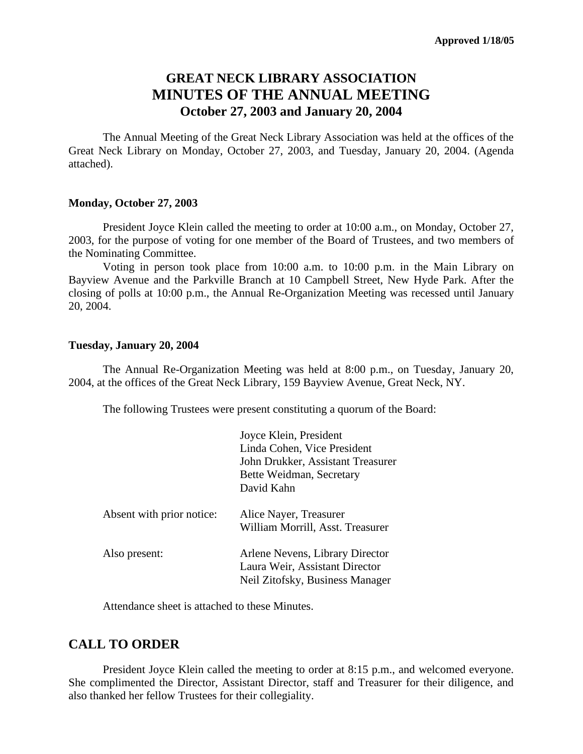**Approved 1/18/05**

# GREAT NECK LIBRARY ASSOCIATION
# MINUTES OF THE ANNUAL MEETING
### October 27, 2003 and January 20, 2004

The Annual Meeting of the Great Neck Library Association was held at the offices of the Great Neck Library on Monday, October 27, 2003, and Tuesday, January 20, 2004. (Agenda attached).

**Monday, October 27, 2003**

President Joyce Klein called the meeting to order at 10:00 a.m., on Monday, October 27, 2003, for the purpose of voting for one member of the Board of Trustees, and two members of the Nominating Committee.

Voting in person took place from 10:00 a.m. to 10:00 p.m. in the Main Library on Bayview Avenue and the Parkville Branch at 10 Campbell Street, New Hyde Park. After the closing of polls at 10:00 p.m., the Annual Re-Organization Meeting was recessed until January 20, 2004.

**Tuesday, January 20, 2004**

The Annual Re-Organization Meeting was held at 8:00 p.m., on Tuesday, January 20, 2004, at the offices of the Great Neck Library, 159 Bayview Avenue, Great Neck, NY.

The following Trustees were present constituting a quorum of the Board:

Joyce Klein, President
Linda Cohen, Vice President
John Drukker, Assistant Treasurer
Bette Weidman, Secretary
David Kahn

Absent with prior notice:
Alice Nayer, Treasurer
William Morrill, Asst. Treasurer

Also present:
Arlene Nevens, Library Director
Laura Weir, Assistant Director
Neil Zitofsky, Business Manager

Attendance sheet is attached to these Minutes.

## CALL TO ORDER

President Joyce Klein called the meeting to order at 8:15 p.m., and welcomed everyone. She complimented the Director, Assistant Director, staff and Treasurer for their diligence, and also thanked her fellow Trustees for their collegiality.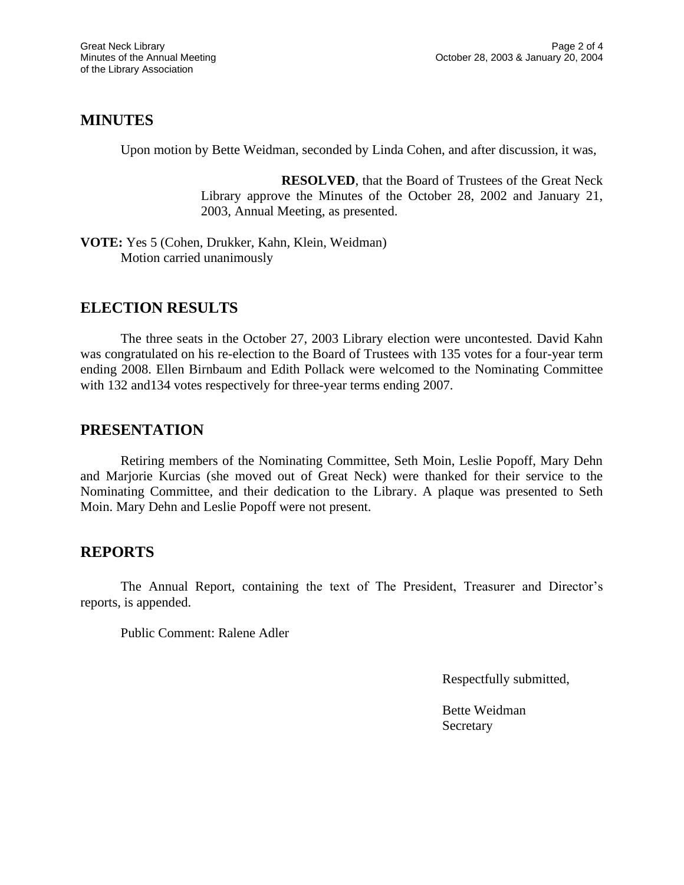## MINUTES

Upon motion by Bette Weidman, seconded by Linda Cohen, and after discussion, it was,

> **RESOLVED**, that the Board of Trustees of the Great Neck Library approve the Minutes of the October 28, 2002 and January 21, 2003, Annual Meeting, as presented.

**VOTE:** Yes 5 (Cohen, Drukker, Kahn, Klein, Weidman)
Motion carried unanimously

## ELECTION RESULTS

The three seats in the October 27, 2003 Library election were uncontested. David Kahn was congratulated on his re-election to the Board of Trustees with 135 votes for a four-year term ending 2008. Ellen Birnbaum and Edith Pollack were welcomed to the Nominating Committee with 132 and134 votes respectively for three-year terms ending 2007.

## PRESENTATION

Retiring members of the Nominating Committee, Seth Moin, Leslie Popoff, Mary Dehn and Marjorie Kurcias (she moved out of Great Neck) were thanked for their service to the Nominating Committee, and their dedication to the Library. A plaque was presented to Seth Moin. Mary Dehn and Leslie Popoff were not present.

## REPORTS

The Annual Report, containing the text of The President, Treasurer and Director's reports, is appended.

Public Comment: Ralene Adler

Respectfully submitted,

Bette Weidman
Secretary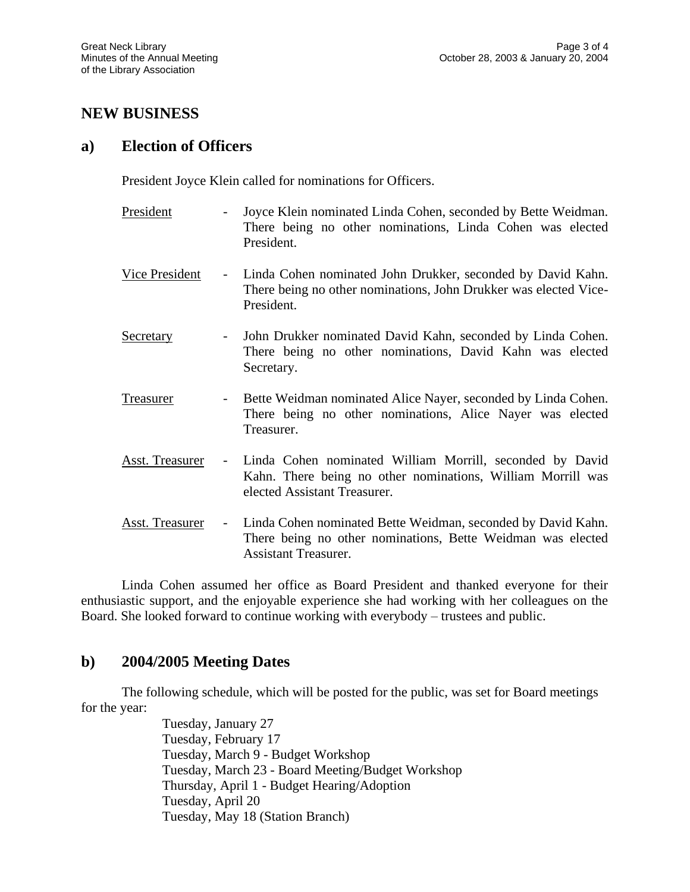## NEW BUSINESS

### a) Election of Officers

President Joyce Klein called for nominations for Officers.

<u>President</u> - Joyce Klein nominated Linda Cohen, seconded by Bette Weidman. There being no other nominations, Linda Cohen was elected President.

<u>Vice President</u> - Linda Cohen nominated John Drukker, seconded by David Kahn. There being no other nominations, John Drukker was elected Vice-President.

<u>Secretary</u> - John Drukker nominated David Kahn, seconded by Linda Cohen. There being no other nominations, David Kahn was elected Secretary.

<u>Treasurer</u> - Bette Weidman nominated Alice Nayer, seconded by Linda Cohen. There being no other nominations, Alice Nayer was elected Treasurer.

<u>Asst. Treasurer</u> - Linda Cohen nominated William Morrill, seconded by David Kahn. There being no other nominations, William Morrill was elected Assistant Treasurer.

<u>Asst. Treasurer</u> - Linda Cohen nominated Bette Weidman, seconded by David Kahn. There being no other nominations, Bette Weidman was elected Assistant Treasurer.

Linda Cohen assumed her office as Board President and thanked everyone for their enthusiastic support, and the enjoyable experience she had working with her colleagues on the Board. She looked forward to continue working with everybody – trustees and public.

### b) 2004/2005 Meeting Dates

The following schedule, which will be posted for the public, was set for Board meetings for the year:

Tuesday, January 27
Tuesday, February 17
Tuesday, March 9 - Budget Workshop
Tuesday, March 23 - Board Meeting/Budget Workshop
Thursday, April 1 - Budget Hearing/Adoption
Tuesday, April 20
Tuesday, May 18 (Station Branch)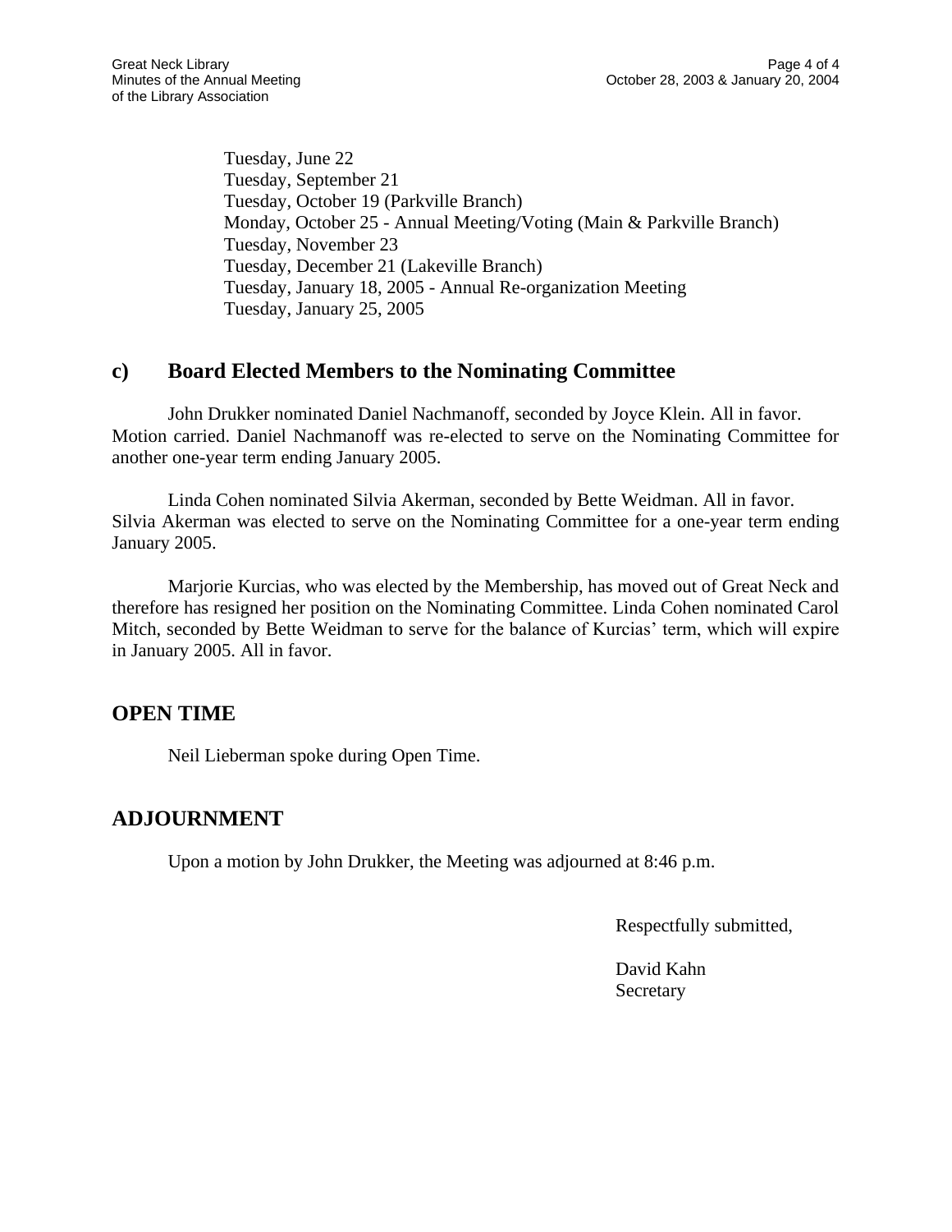Tuesday, June 22
Tuesday, September 21
Tuesday, October 19 (Parkville Branch)
Monday, October 25 - Annual Meeting/Voting (Main & Parkville Branch)
Tuesday, November 23
Tuesday, December 21 (Lakeville Branch)
Tuesday, January 18, 2005 - Annual Re-organization Meeting
Tuesday, January 25, 2005

## c) Board Elected Members to the Nominating Committee

John Drukker nominated Daniel Nachmanoff, seconded by Joyce Klein. All in favor. Motion carried. Daniel Nachmanoff was re-elected to serve on the Nominating Committee for another one-year term ending January 2005.

Linda Cohen nominated Silvia Akerman, seconded by Bette Weidman. All in favor. Silvia Akerman was elected to serve on the Nominating Committee for a one-year term ending January 2005.

Marjorie Kurcias, who was elected by the Membership, has moved out of Great Neck and therefore has resigned her position on the Nominating Committee. Linda Cohen nominated Carol Mitch, seconded by Bette Weidman to serve for the balance of Kurcias' term, which will expire in January 2005. All in favor.

## OPEN TIME

Neil Lieberman spoke during Open Time.

## ADJOURNMENT

Upon a motion by John Drukker, the Meeting was adjourned at 8:46 p.m.

Respectfully submitted,

David Kahn
Secretary